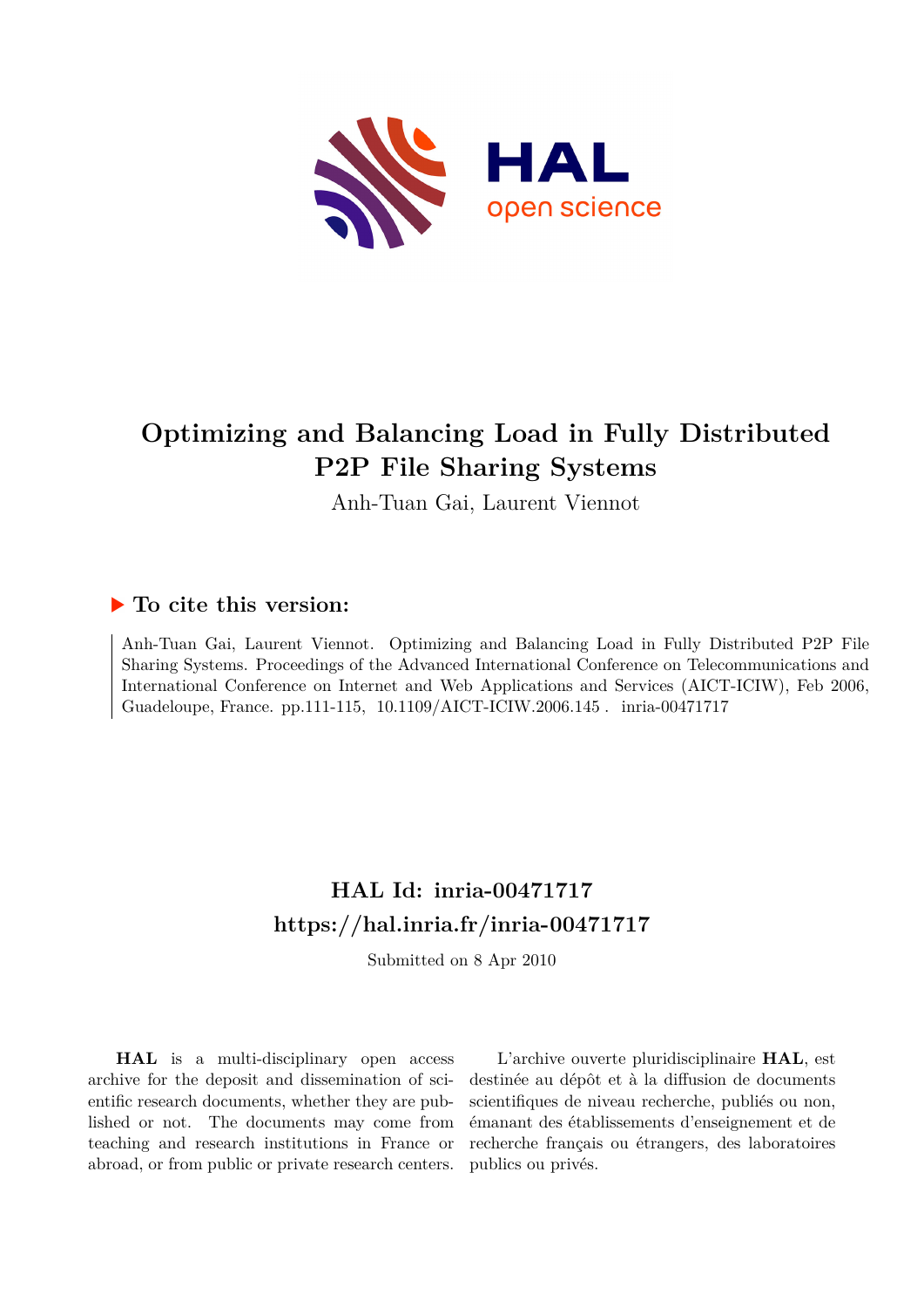# Optimizing and Balancing Load in Fully Distributed P2P File Sharing Systems

Anh-Tuan Gai, Laurent Viennot

## ▶ To cite this version:

Anh-Tuan Gai, Laurent Viennot. Optimizing and Balancing Load in Fully Distributed P2P File Sharing Systems. Proceedings of the Advanced International Conference on Telecommunications and International Conference on Internet and Web Applications and Services (AICT-ICIW), Feb 2006, Guadeloupe, France. pp.111-115, 10.1109/AICT-ICIW.2006.145 . inria-00471717

## HAL Id: inria-00471717
## https://hal.inria.fr/inria-00471717

Submitted on 8 Apr 2010

**HAL** is a multi-disciplinary open access archive for the deposit and dissemination of scientific research documents, whether they are published or not. The documents may come from teaching and research institutions in France or abroad, or from public or private research centers.

L'archive ouverte pluridisciplinaire **HAL**, est destinée au dépôt et à la diffusion de documents scientifiques de niveau recherche, publiés ou non, émanant des établissements d'enseignement et de recherche français ou étrangers, des laboratoires publics ou privés.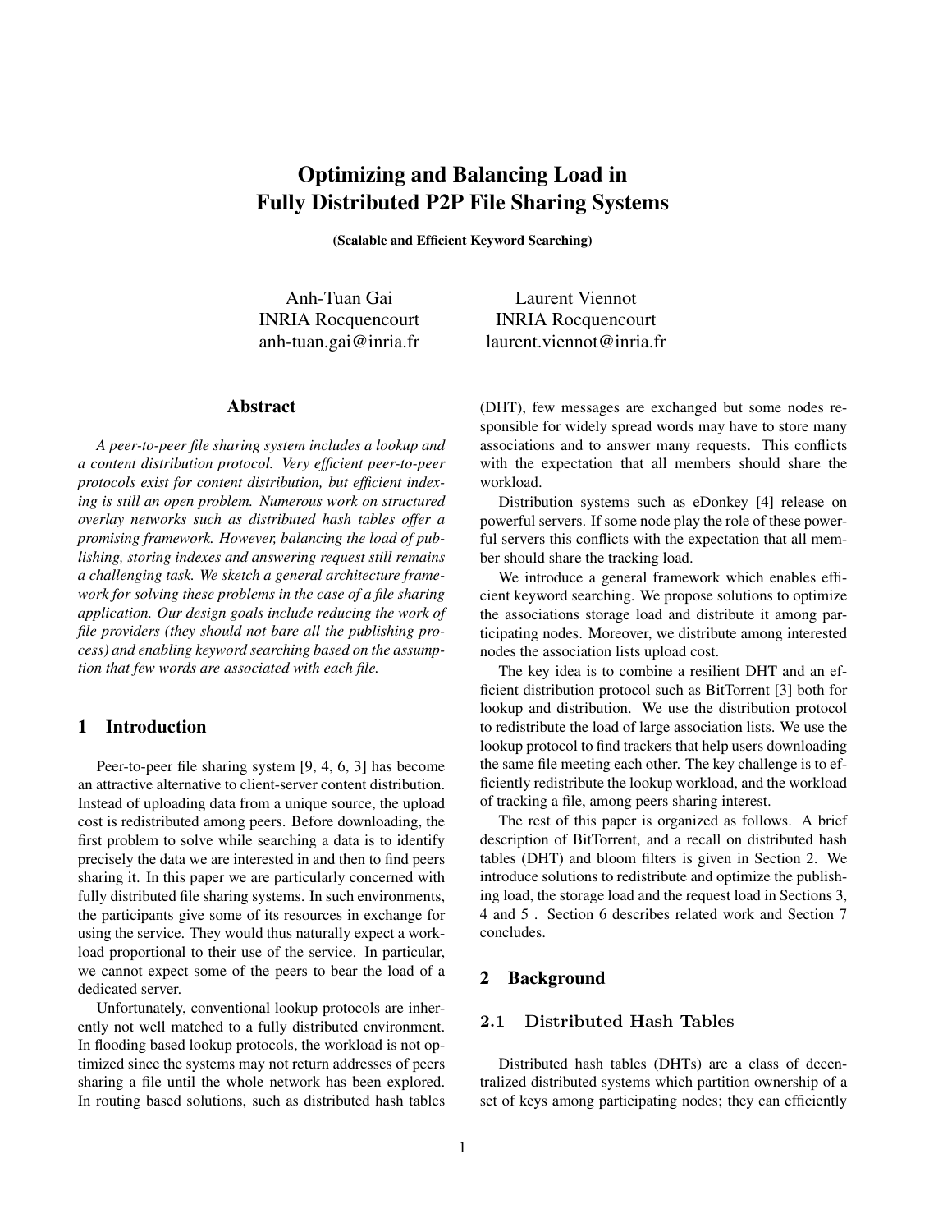# Optimizing and Balancing Load in Fully Distributed P2P File Sharing Systems

**(Scalable and Efficient Keyword Searching)**

Anh-Tuan Gai
INRIA Rocquencourt
anh-tuan.gai@inria.fr

Laurent Viennot
INRIA Rocquencourt
laurent.viennot@inria.fr

## Abstract

*A peer-to-peer file sharing system includes a lookup and a content distribution protocol. Very efficient peer-to-peer protocols exist for content distribution, but efficient indexing is still an open problem. Numerous work on structured overlay networks such as distributed hash tables offer a promising framework. However, balancing the load of publishing, storing indexes and answering request still remains a challenging task. We sketch a general architecture framework for solving these problems in the case of a file sharing application. Our design goals include reducing the work of file providers (they should not bare all the publishing process) and enabling keyword searching based on the assumption that few words are associated with each file.*

## 1 Introduction

Peer-to-peer file sharing system [9, 4, 6, 3] has become an attractive alternative to client-server content distribution. Instead of uploading data from a unique source, the upload cost is redistributed among peers. Before downloading, the first problem to solve while searching a data is to identify precisely the data we are interested in and then to find peers sharing it. In this paper we are particularly concerned with fully distributed file sharing systems. In such environments, the participants give some of its resources in exchange for using the service. They would thus naturally expect a workload proportional to their use of the service. In particular, we cannot expect some of the peers to bear the load of a dedicated server.

Unfortunately, conventional lookup protocols are inherently not well matched to a fully distributed environment. In flooding based lookup protocols, the workload is not optimized since the systems may not return addresses of peers sharing a file until the whole network has been explored. In routing based solutions, such as distributed hash tables (DHT), few messages are exchanged but some nodes responsible for widely spread words may have to store many associations and to answer many requests. This conflicts with the expectation that all members should share the workload.

Distribution systems such as eDonkey [4] release on powerful servers. If some node play the role of these powerful servers this conflicts with the expectation that all member should share the tracking load.

We introduce a general framework which enables efficient keyword searching. We propose solutions to optimize the associations storage load and distribute it among participating nodes. Moreover, we distribute among interested nodes the association lists upload cost.

The key idea is to combine a resilient DHT and an efficient distribution protocol such as BitTorrent [3] both for lookup and distribution. We use the distribution protocol to redistribute the load of large association lists. We use the lookup protocol to find trackers that help users downloading the same file meeting each other. The key challenge is to efficiently redistribute the lookup workload, and the workload of tracking a file, among peers sharing interest.

The rest of this paper is organized as follows. A brief description of BitTorrent, and a recall on distributed hash tables (DHT) and bloom filters is given in Section 2. We introduce solutions to redistribute and optimize the publishing load, the storage load and the request load in Sections 3, 4 and 5 . Section 6 describes related work and Section 7 concludes.

## 2 Background

### 2.1 Distributed Hash Tables

Distributed hash tables (DHTs) are a class of decentralized distributed systems which partition ownership of a set of keys among participating nodes; they can efficiently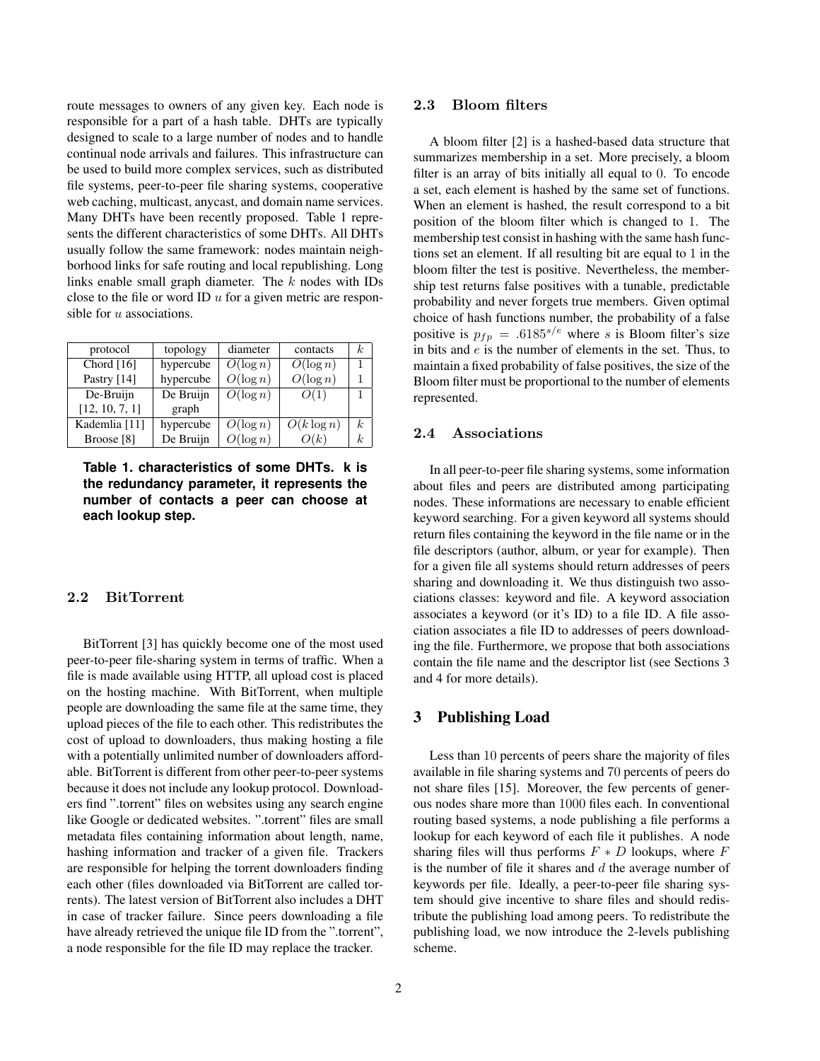route messages to owners of any given key. Each node is responsible for a part of a hash table. DHTs are typically designed to scale to a large number of nodes and to handle continual node arrivals and failures. This infrastructure can be used to build more complex services, such as distributed file systems, peer-to-peer file sharing systems, cooperative web caching, multicast, anycast, and domain name services. Many DHTs have been recently proposed. Table 1 represents the different characteristics of some DHTs. All DHTs usually follow the same framework: nodes maintain neighborhood links for safe routing and local republishing. Long links enable small graph diameter. The $k$ nodes with IDs close to the file or word ID $u$ for a given metric are responsible for $u$ associations.

| protocol | topology | diameter | contacts | $k$ |
|---|---|---|---|---|
| Chord [16] | hypercube | $O(\log n)$ | $O(\log n)$ | 1 |
| Pastry [14] | hypercube | $O(\log n)$ | $O(\log n)$ | 1 |
| De-Bruijn [12, 10, 7, 1] | De Bruijn graph | $O(\log n)$ | $O(1)$ | 1 |
| Kademlia [11] | hypercube | $O(\log n)$ | $O(k \log n)$ | $k$ |
| Broose [8] | De Bruijn | $O(\log n)$ | $O(k)$ | $k$ |

**Table 1. characteristics of some DHTs. k is the redundancy parameter, it represents the number of contacts a peer can choose at each lookup step.**

### 2.2 BitTorrent

BitTorrent [3] has quickly become one of the most used peer-to-peer file-sharing system in terms of traffic. When a file is made available using HTTP, all upload cost is placed on the hosting machine. With BitTorrent, when multiple people are downloading the same file at the same time, they upload pieces of the file to each other. This redistributes the cost of upload to downloaders, thus making hosting a file with a potentially unlimited number of downloaders affordable. BitTorrent is different from other peer-to-peer systems because it does not include any lookup protocol. Downloaders find ".torrent" files on websites using any search engine like Google or dedicated websites. ".torrent" files are small metadata files containing information about length, name, hashing information and tracker of a given file. Trackers are responsible for helping the torrent downloaders finding each other (files downloaded via BitTorrent are called torrents). The latest version of BitTorrent also includes a DHT in case of tracker failure. Since peers downloading a file have already retrieved the unique file ID from the ".torrent", a node responsible for the file ID may replace the tracker.

### 2.3 Bloom filters

A bloom filter [2] is a hashed-based data structure that summarizes membership in a set. More precisely, a bloom filter is an array of bits initially all equal to 0. To encode a set, each element is hashed by the same set of functions. When an element is hashed, the result correspond to a bit position of the bloom filter which is changed to 1. The membership test consist in hashing with the same hash functions set an element. If all resulting bit are equal to 1 in the bloom filter the test is positive. Nevertheless, the membership test returns false positives with a tunable, predictable probability and never forgets true members. Given optimal choice of hash functions number, the probability of a false positive is $p_{fp} = .6185^{s/e}$ where $s$ is Bloom filter's size in bits and $e$ is the number of elements in the set. Thus, to maintain a fixed probability of false positives, the size of the Bloom filter must be proportional to the number of elements represented.

### 2.4 Associations

In all peer-to-peer file sharing systems, some information about files and peers are distributed among participating nodes. These informations are necessary to enable efficient keyword searching. For a given keyword all systems should return files containing the keyword in the file name or in the file descriptors (author, album, or year for example). Then for a given file all systems should return addresses of peers sharing and downloading it. We thus distinguish two associations classes: keyword and file. A keyword association associates a keyword (or it's ID) to a file ID. A file association associates a file ID to addresses of peers downloading the file. Furthermore, we propose that both associations contain the file name and the descriptor list (see Sections 3 and 4 for more details).

## 3 Publishing Load

Less than 10 percents of peers share the majority of files available in file sharing systems and 70 percents of peers do not share files [15]. Moreover, the few percents of generous nodes share more than 1000 files each. In conventional routing based systems, a node publishing a file performs a lookup for each keyword of each file it publishes. A node sharing files will thus performs $F * D$ lookups, where $F$ is the number of file it shares and $d$ the average number of keywords per file. Ideally, a peer-to-peer file sharing system should give incentive to share files and should redistribute the publishing load among peers. To redistribute the publishing load, we now introduce the 2-levels publishing scheme.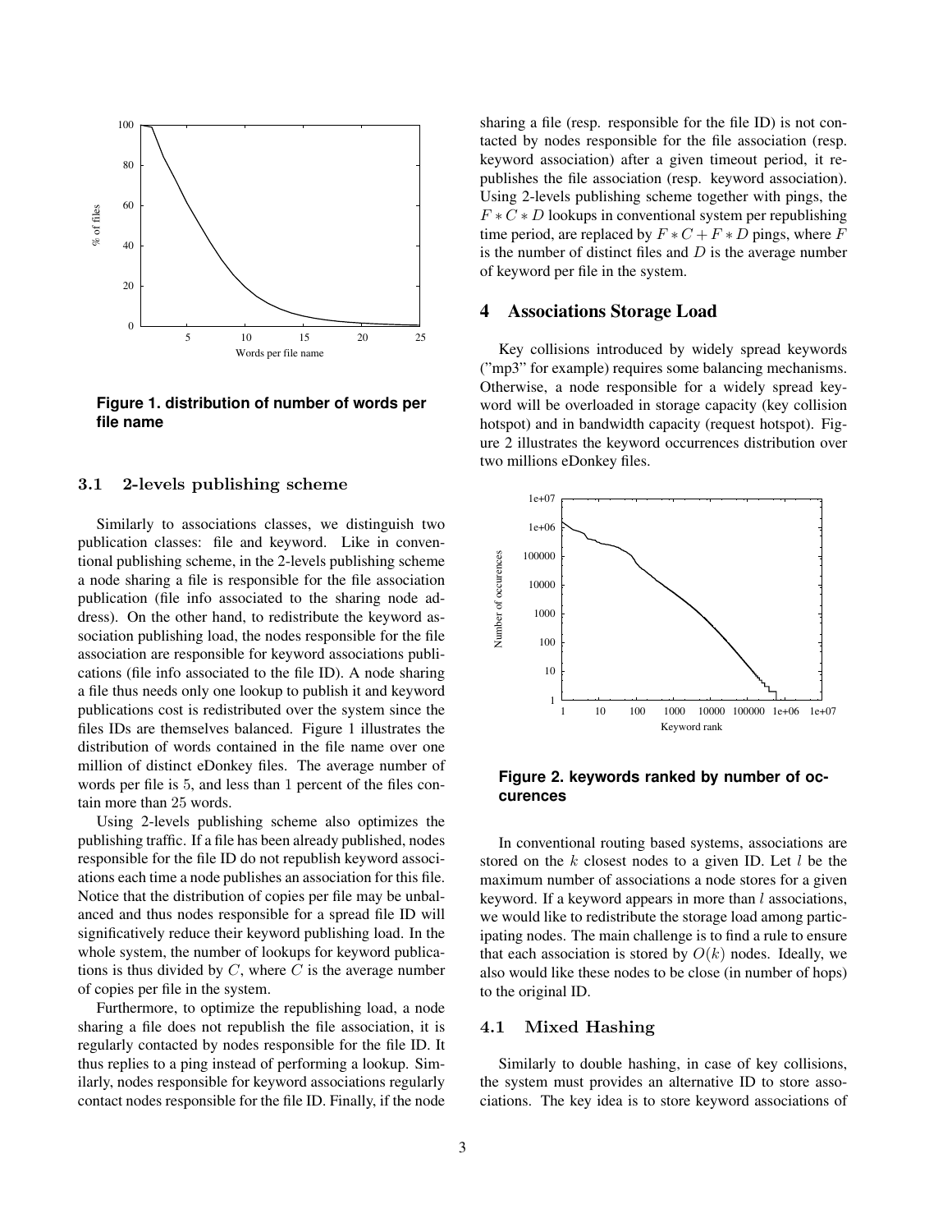**Figure 1. distribution of number of words per file name**

### 3.1 2-levels publishing scheme

Similarly to associations classes, we distinguish two publication classes: file and keyword. Like in conventional publishing scheme, in the 2-levels publishing scheme a node sharing a file is responsible for the file association publication (file info associated to the sharing node address). On the other hand, to redistribute the keyword association publishing load, the nodes responsible for the file association are responsible for keyword associations publications (file info associated to the file ID). A node sharing a file thus needs only one lookup to publish it and keyword publications cost is redistributed over the system since the files IDs are themselves balanced. Figure 1 illustrates the distribution of words contained in the file name over one million of distinct eDonkey files. The average number of words per file is 5, and less than 1 percent of the files contain more than 25 words.

Using 2-levels publishing scheme also optimizes the publishing traffic. If a file has been already published, nodes responsible for the file ID do not republish keyword associations each time a node publishes an association for this file. Notice that the distribution of copies per file may be unbalanced and thus nodes responsible for a spread file ID will significatively reduce their keyword publishing load. In the whole system, the number of lookups for keyword publications is thus divided by $C$, where $C$ is the average number of copies per file in the system.

Furthermore, to optimize the republishing load, a node sharing a file does not republish the file association, it is regularly contacted by nodes responsible for the file ID. It thus replies to a ping instead of performing a lookup. Similarly, nodes responsible for keyword associations regularly contact nodes responsible for the file ID. Finally, if the node sharing a file (resp. responsible for the file ID) is not contacted by nodes responsible for the file association (resp. keyword association) after a given timeout period, it republishes the file association (resp. keyword association). Using 2-levels publishing scheme together with pings, the $F * C * D$ lookups in conventional system per republishing time period, are replaced by $F * C + F * D$ pings, where $F$ is the number of distinct files and $D$ is the average number of keyword per file in the system.

## 4 Associations Storage Load

Key collisions introduced by widely spread keywords ("mp3" for example) requires some balancing mechanisms. Otherwise, a node responsible for a widely spread keyword will be overloaded in storage capacity (key collision hotspot) and in bandwidth capacity (request hotspot). Figure 2 illustrates the keyword occurrences distribution over two millions eDonkey files.

**Figure 2. keywords ranked by number of occurences**

In conventional routing based systems, associations are stored on the $k$ closest nodes to a given ID. Let $l$ be the maximum number of associations a node stores for a given keyword. If a keyword appears in more than $l$ associations, we would like to redistribute the storage load among participating nodes. The main challenge is to find a rule to ensure that each association is stored by $O(k)$ nodes. Ideally, we also would like these nodes to be close (in number of hops) to the original ID.

### 4.1 Mixed Hashing

Similarly to double hashing, in case of key collisions, the system must provides an alternative ID to store associations. The key idea is to store keyword associations of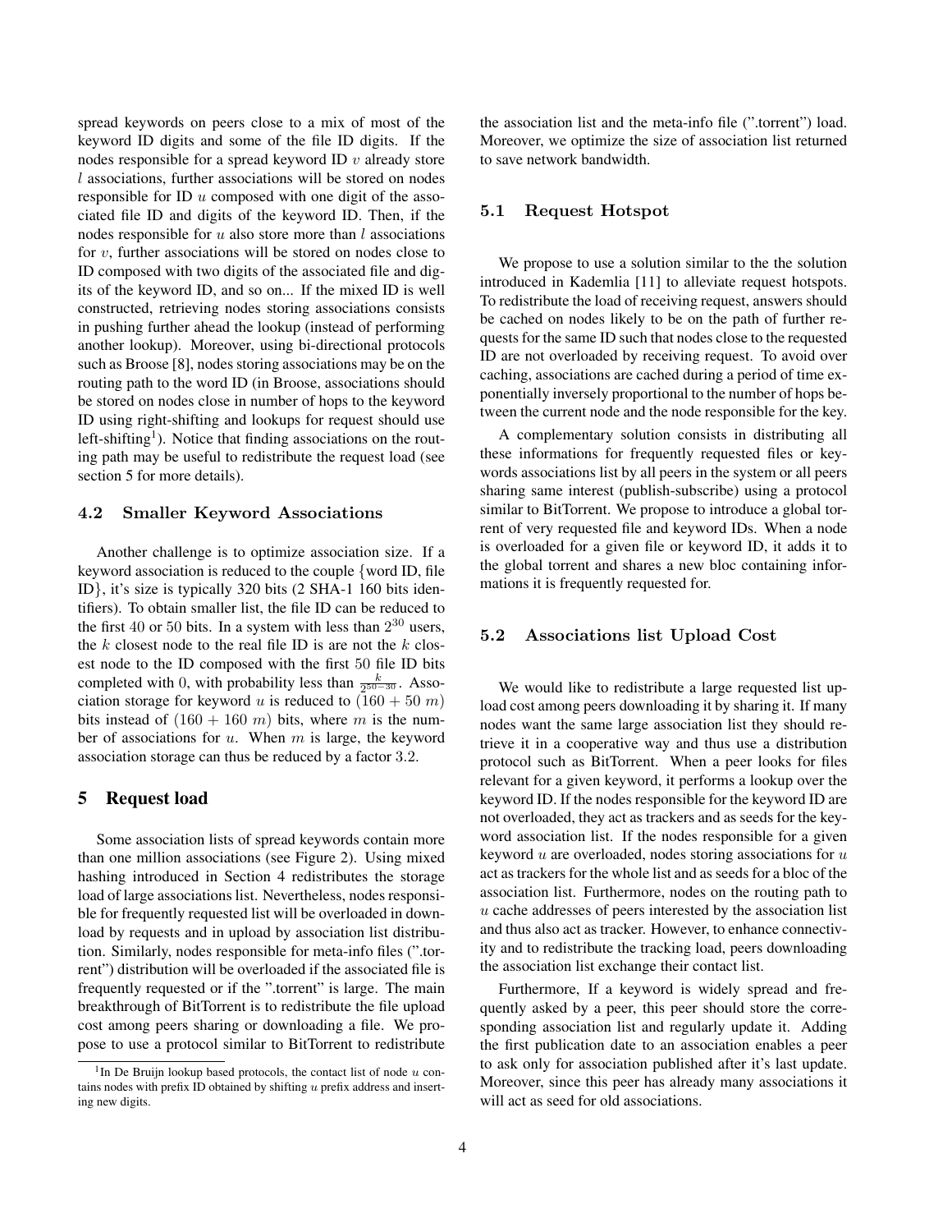spread keywords on peers close to a mix of most of the keyword ID digits and some of the file ID digits. If the nodes responsible for a spread keyword ID $v$ already store $l$ associations, further associations will be stored on nodes responsible for ID $u$ composed with one digit of the associated file ID and digits of the keyword ID. Then, if the nodes responsible for $u$ also store more than $l$ associations for $v$, further associations will be stored on nodes close to ID composed with two digits of the associated file and digits of the keyword ID, and so on... If the mixed ID is well constructed, retrieving nodes storing associations consists in pushing further ahead the lookup (instead of performing another lookup). Moreover, using bi-directional protocols such as Broose [8], nodes storing associations may be on the routing path to the word ID (in Broose, associations should be stored on nodes close in number of hops to the keyword ID using right-shifting and lookups for request should use left-shifting[1]). Notice that finding associations on the routing path may be useful to redistribute the request load (see section 5 for more details).

### 4.2 Smaller Keyword Associations

Another challenge is to optimize association size. If a keyword association is reduced to the couple {word ID, file ID}, it's size is typically 320 bits (2 SHA-1 160 bits identifiers). To obtain smaller list, the file ID can be reduced to the first 40 or 50 bits. In a system with less than $2^{30}$ users, the $k$ closest node to the real file ID is are not the $k$ closest node to the ID composed with the first 50 file ID bits completed with 0, with probability less than $\frac{k}{2^{50-30}}$. Association storage for keyword $u$ is reduced to $(160 + 50\ m)$ bits instead of $(160 + 160\ m)$ bits, where $m$ is the number of associations for $u$. When $m$ is large, the keyword association storage can thus be reduced by a factor 3.2.

## 5 Request load

Some association lists of spread keywords contain more than one million associations (see Figure 2). Using mixed hashing introduced in Section 4 redistributes the storage load of large associations list. Nevertheless, nodes responsible for frequently requested list will be overloaded in download by requests and in upload by association list distribution. Similarly, nodes responsible for meta-info files (".torrent") distribution will be overloaded if the associated file is frequently requested or if the ".torrent" is large. The main breakthrough of BitTorrent is to redistribute the file upload cost among peers sharing or downloading a file. We propose to use a protocol similar to BitTorrent to redistribute the association list and the meta-info file (".torrent") load. Moreover, we optimize the size of association list returned to save network bandwidth.

### 5.1 Request Hotspot

We propose to use a solution similar to the the solution introduced in Kademlia [11] to alleviate request hotspots. To redistribute the load of receiving request, answers should be cached on nodes likely to be on the path of further requests for the same ID such that nodes close to the requested ID are not overloaded by receiving request. To avoid over caching, associations are cached during a period of time exponentially inversely proportional to the number of hops between the current node and the node responsible for the key.

A complementary solution consists in distributing all these informations for frequently requested files or keywords associations list by all peers in the system or all peers sharing same interest (publish-subscribe) using a protocol similar to BitTorrent. We propose to introduce a global torrent of very requested file and keyword IDs. When a node is overloaded for a given file or keyword ID, it adds it to the global torrent and shares a new bloc containing informations it is frequently requested for.

### 5.2 Associations list Upload Cost

We would like to redistribute a large requested list upload cost among peers downloading it by sharing it. If many nodes want the same large association list they should retrieve it in a cooperative way and thus use a distribution protocol such as BitTorrent. When a peer looks for files relevant for a given keyword, it performs a lookup over the keyword ID. If the nodes responsible for the keyword ID are not overloaded, they act as trackers and as seeds for the keyword association list. If the nodes responsible for a given keyword $u$ are overloaded, nodes storing associations for $u$ act as trackers for the whole list and as seeds for a bloc of the association list. Furthermore, nodes on the routing path to $u$ cache addresses of peers interested by the association list and thus also act as tracker. However, to enhance connectivity and to redistribute the tracking load, peers downloading the association list exchange their contact list.

Furthermore, If a keyword is widely spread and frequently asked by a peer, this peer should store the corresponding association list and regularly update it. Adding the first publication date to an association enables a peer to ask only for association published after it's last update. Moreover, since this peer has already many associations it will act as seed for old associations.

[1] In De Bruijn lookup based protocols, the contact list of node $u$ contains nodes with prefix ID obtained by shifting $u$ prefix address and inserting new digits.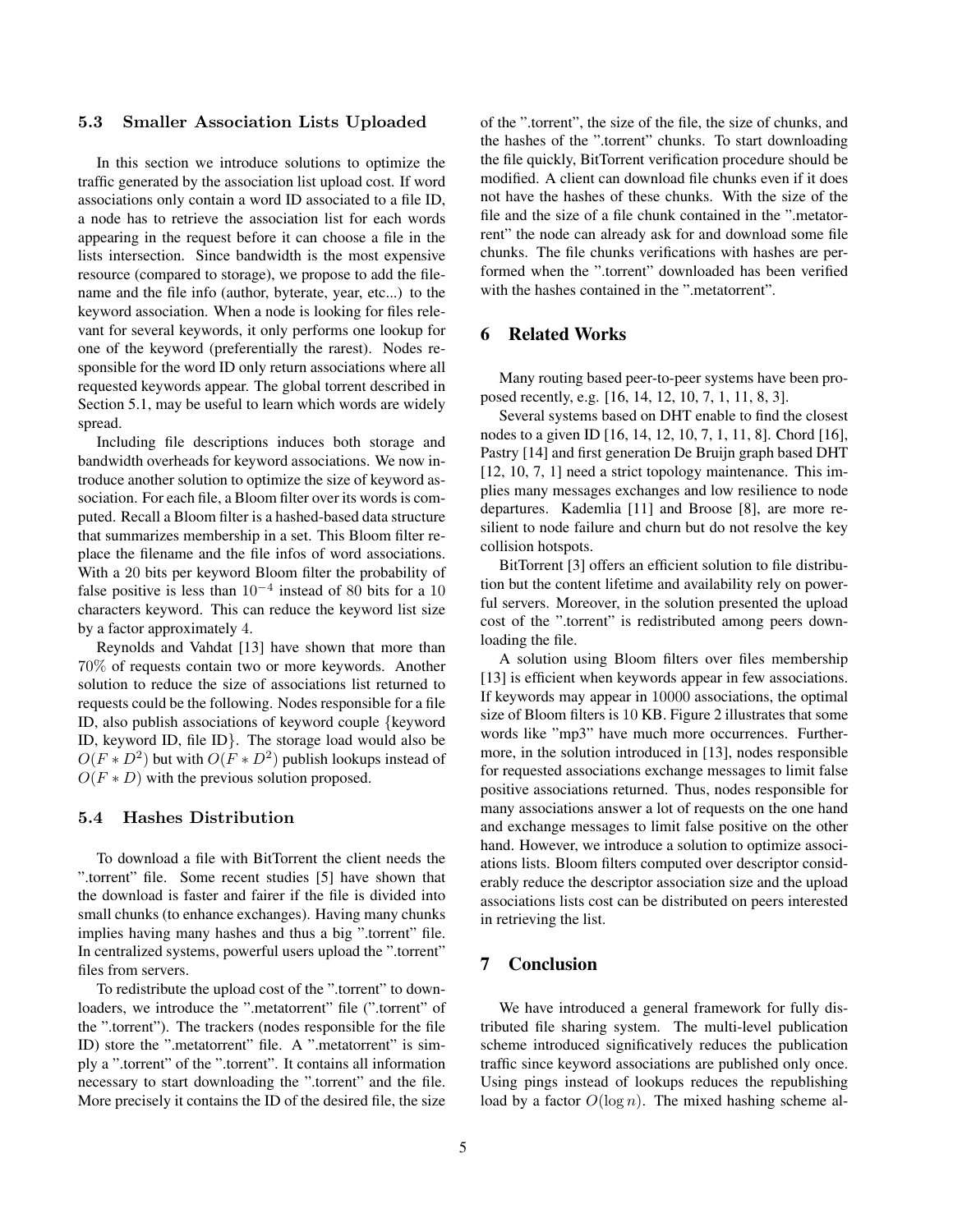### 5.3 Smaller Association Lists Uploaded

In this section we introduce solutions to optimize the traffic generated by the association list upload cost. If word associations only contain a word ID associated to a file ID, a node has to retrieve the association list for each words appearing in the request before it can choose a file in the lists intersection. Since bandwidth is the most expensive resource (compared to storage), we propose to add the filename and the file info (author, byterate, year, etc...) to the keyword association. When a node is looking for files relevant for several keywords, it only performs one lookup for one of the keyword (preferentially the rarest). Nodes responsible for the word ID only return associations where all requested keywords appear. The global torrent described in Section 5.1, may be useful to learn which words are widely spread.

Including file descriptions induces both storage and bandwidth overheads for keyword associations. We now introduce another solution to optimize the size of keyword association. For each file, a Bloom filter over its words is computed. Recall a Bloom filter is a hashed-based data structure that summarizes membership in a set. This Bloom filter replace the filename and the file infos of word associations. With a 20 bits per keyword Bloom filter the probability of false positive is less than $10^{-4}$ instead of 80 bits for a 10 characters keyword. This can reduce the keyword list size by a factor approximately 4.

Reynolds and Vahdat [13] have shown that more than 70% of requests contain two or more keywords. Another solution to reduce the size of associations list returned to requests could be the following. Nodes responsible for a file ID, also publish associations of keyword couple {keyword ID, keyword ID, file ID}. The storage load would also be $O(F * D^2)$ but with $O(F * D^2)$ publish lookups instead of $O(F * D)$ with the previous solution proposed.

### 5.4 Hashes Distribution

To download a file with BitTorrent the client needs the ".torrent" file. Some recent studies [5] have shown that the download is faster and fairer if the file is divided into small chunks (to enhance exchanges). Having many chunks implies having many hashes and thus a big ".torrent" file. In centralized systems, powerful users upload the ".torrent" files from servers.

To redistribute the upload cost of the ".torrent" to downloaders, we introduce the ".metatorrent" file (".torrent" of the ".torrent"). The trackers (nodes responsible for the file ID) store the ".metatorrent" file. A ".metatorrent" is simply a ".torrent" of the ".torrent". It contains all information necessary to start downloading the ".torrent" and the file. More precisely it contains the ID of the desired file, the size of the ".torrent", the size of the file, the size of chunks, and the hashes of the ".torrent" chunks. To start downloading the file quickly, BitTorrent verification procedure should be modified. A client can download file chunks even if it does not have the hashes of these chunks. With the size of the file and the size of a file chunk contained in the ".metatorrent" the node can already ask for and download some file chunks. The file chunks verifications with hashes are performed when the ".torrent" downloaded has been verified with the hashes contained in the ".metatorrent".

## 6 Related Works

Many routing based peer-to-peer systems have been proposed recently, e.g. [16, 14, 12, 10, 7, 1, 11, 8, 3].

Several systems based on DHT enable to find the closest nodes to a given ID [16, 14, 12, 10, 7, 1, 11, 8]. Chord [16], Pastry [14] and first generation De Bruijn graph based DHT [12, 10, 7, 1] need a strict topology maintenance. This implies many messages exchanges and low resilience to node departures. Kademlia [11] and Broose [8], are more resilient to node failure and churn but do not resolve the key collision hotspots.

BitTorrent [3] offers an efficient solution to file distribution but the content lifetime and availability rely on powerful servers. Moreover, in the solution presented the upload cost of the ".torrent" is redistributed among peers downloading the file.

A solution using Bloom filters over files membership [13] is efficient when keywords appear in few associations. If keywords may appear in 10000 associations, the optimal size of Bloom filters is 10 KB. Figure 2 illustrates that some words like "mp3" have much more occurrences. Furthermore, in the solution introduced in [13], nodes responsible for requested associations exchange messages to limit false positive associations returned. Thus, nodes responsible for many associations answer a lot of requests on the one hand and exchange messages to limit false positive on the other hand. However, we introduce a solution to optimize associations lists. Bloom filters computed over descriptor considerably reduce the descriptor association size and the upload associations lists cost can be distributed on peers interested in retrieving the list.

## 7 Conclusion

We have introduced a general framework for fully distributed file sharing system. The multi-level publication scheme introduced significatively reduces the publication traffic since keyword associations are published only once. Using pings instead of lookups reduces the republishing load by a factor $O(\log n)$. The mixed hashing scheme al-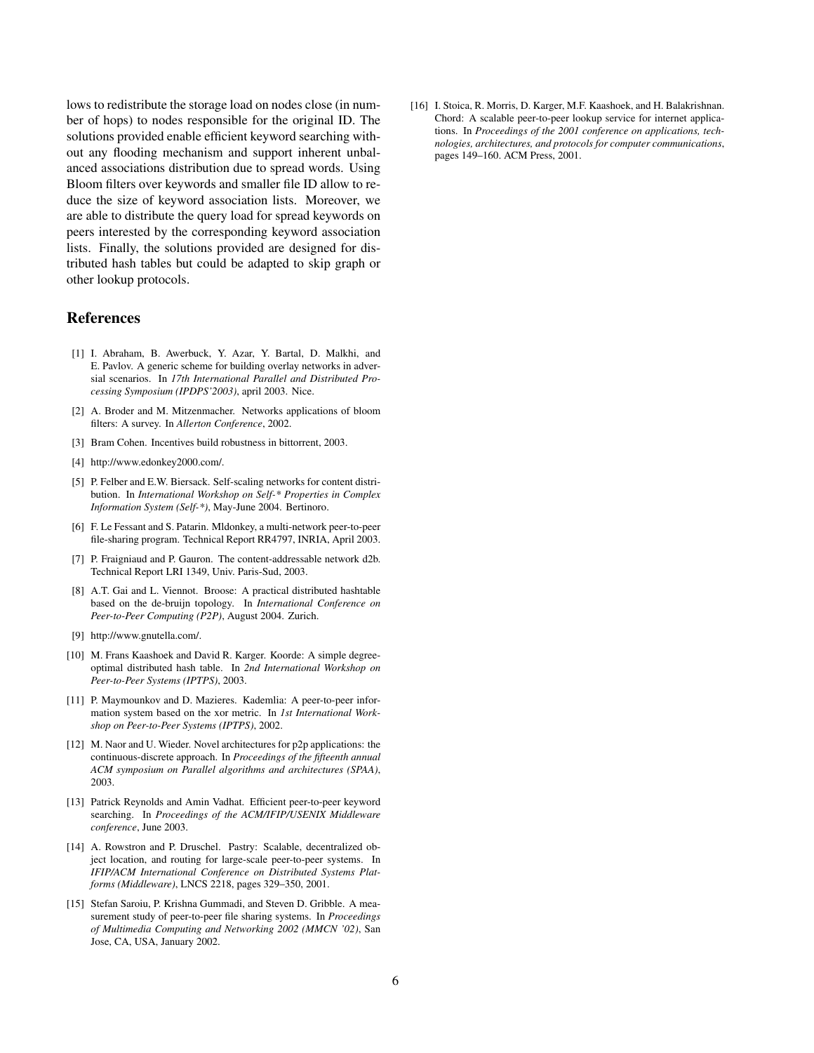lows to redistribute the storage load on nodes close (in number of hops) to nodes responsible for the original ID. The solutions provided enable efficient keyword searching without any flooding mechanism and support inherent unbalanced associations distribution due to spread words. Using Bloom filters over keywords and smaller file ID allow to reduce the size of keyword association lists. Moreover, we are able to distribute the query load for spread keywords on peers interested by the corresponding keyword association lists. Finally, the solutions provided are designed for distributed hash tables but could be adapted to skip graph or other lookup protocols.

## References

[1] I. Abraham, B. Awerbuck, Y. Azar, Y. Bartal, D. Malkhi, and E. Pavlov. A generic scheme for building overlay networks in adversial scenarios. In *17th International Parallel and Distributed Processing Symposium (IPDPS'2003)*, april 2003. Nice.

[2] A. Broder and M. Mitzenmacher. Networks applications of bloom filters: A survey. In *Allerton Conference*, 2002.

[3] Bram Cohen. Incentives build robustness in bittorrent, 2003.

[4] http://www.edonkey2000.com/.

[5] P. Felber and E.W. Biersack. Self-scaling networks for content distribution. In *International Workshop on Self-* Properties in Complex Information System (Self-*)*, May-June 2004. Bertinoro.

[6] F. Le Fessant and S. Patarin. Mldonkey, a multi-network peer-to-peer file-sharing program. Technical Report RR4797, INRIA, April 2003.

[7] P. Fraigniaud and P. Gauron. The content-addressable network d2b. Technical Report LRI 1349, Univ. Paris-Sud, 2003.

[8] A.T. Gai and L. Viennot. Broose: A practical distributed hashtable based on the de-bruijn topology. In *International Conference on Peer-to-Peer Computing (P2P)*, August 2004. Zurich.

[9] http://www.gnutella.com/.

[10] M. Frans Kaashoek and David R. Karger. Koorde: A simple degree-optimal distributed hash table. In *2nd International Workshop on Peer-to-Peer Systems (IPTPS)*, 2003.

[11] P. Maymounkov and D. Mazieres. Kademlia: A peer-to-peer information system based on the xor metric. In *1st International Workshop on Peer-to-Peer Systems (IPTPS)*, 2002.

[12] M. Naor and U. Wieder. Novel architectures for p2p applications: the continuous-discrete approach. In *Proceedings of the fifteenth annual ACM symposium on Parallel algorithms and architectures (SPAA)*, 2003.

[13] Patrick Reynolds and Amin Vadhat. Efficient peer-to-peer keyword searching. In *Proceedings of the ACM/IFIP/USENIX Middleware conference*, June 2003.

[14] A. Rowstron and P. Druschel. Pastry: Scalable, decentralized object location, and routing for large-scale peer-to-peer systems. In *IFIP/ACM International Conference on Distributed Systems Platforms (Middleware)*, LNCS 2218, pages 329–350, 2001.

[15] Stefan Saroiu, P. Krishna Gummadi, and Steven D. Gribble. A measurement study of peer-to-peer file sharing systems. In *Proceedings of Multimedia Computing and Networking 2002 (MMCN '02)*, San Jose, CA, USA, January 2002.

[16] I. Stoica, R. Morris, D. Karger, M.F. Kaashoek, and H. Balakrishnan. Chord: A scalable peer-to-peer lookup service for internet applications. In *Proceedings of the 2001 conference on applications, technologies, architectures, and protocols for computer communications*, pages 149–160. ACM Press, 2001.